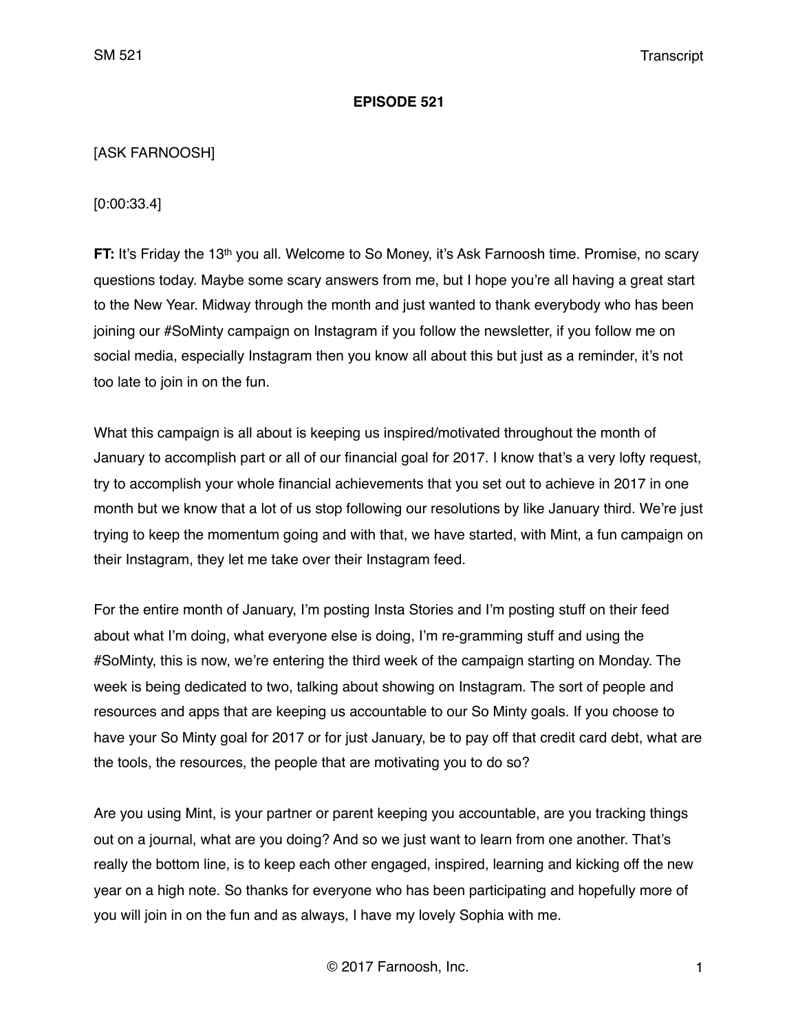**EPISODE 521**

[ASK FARNOOSH]

[0:00:33.4]

**FT:** It's Friday the 13th you all. Welcome to So Money, it's Ask Farnoosh time. Promise, no scary questions today. Maybe some scary answers from me, but I hope you're all having a great start to the New Year. Midway through the month and just wanted to thank everybody who has been joining our #SoMinty campaign on Instagram if you follow the newsletter, if you follow me on social media, especially Instagram then you know all about this but just as a reminder, it's not too late to join in on the fun.

What this campaign is all about is keeping us inspired/motivated throughout the month of January to accomplish part or all of our financial goal for 2017. I know that's a very lofty request, try to accomplish your whole financial achievements that you set out to achieve in 2017 in one month but we know that a lot of us stop following our resolutions by like January third. We're just trying to keep the momentum going and with that, we have started, with Mint, a fun campaign on their Instagram, they let me take over their Instagram feed.

For the entire month of January, I'm posting Insta Stories and I'm posting stuff on their feed about what I'm doing, what everyone else is doing, I'm re-gramming stuff and using the #SoMinty, this is now, we're entering the third week of the campaign starting on Monday. The week is being dedicated to two, talking about showing on Instagram. The sort of people and resources and apps that are keeping us accountable to our So Minty goals. If you choose to have your So Minty goal for 2017 or for just January, be to pay off that credit card debt, what are the tools, the resources, the people that are motivating you to do so?

Are you using Mint, is your partner or parent keeping you accountable, are you tracking things out on a journal, what are you doing? And so we just want to learn from one another. That's really the bottom line, is to keep each other engaged, inspired, learning and kicking off the new year on a high note. So thanks for everyone who has been participating and hopefully more of you will join in on the fun and as always, I have my lovely Sophia with me.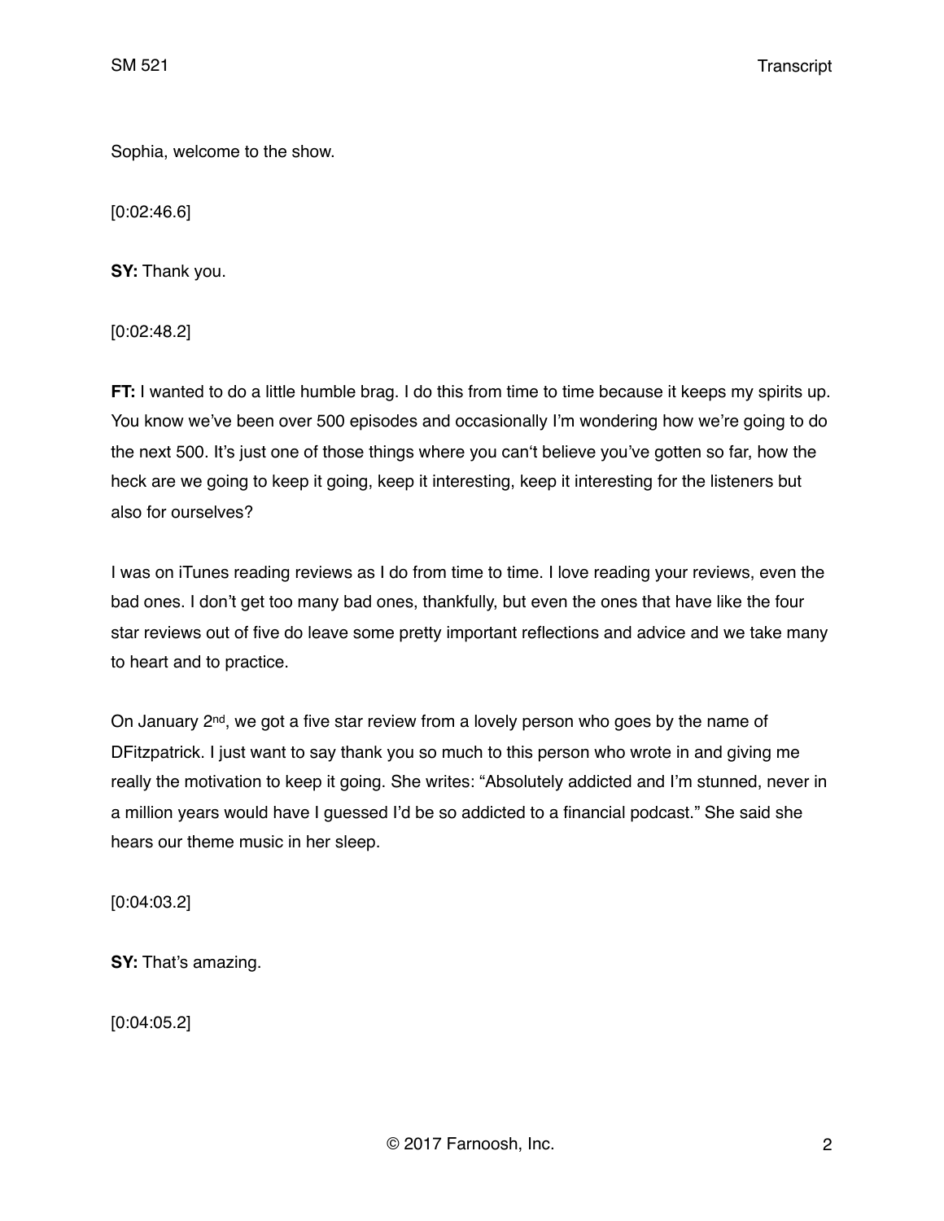Sophia, welcome to the show.

[0:02:46.6]

**SY:** Thank you.

[0:02:48.2]

**FT:** I wanted to do a little humble brag. I do this from time to time because it keeps my spirits up. You know we've been over 500 episodes and occasionally I'm wondering how we're going to do the next 500. It's just one of those things where you can't believe you've gotten so far, how the heck are we going to keep it going, keep it interesting, keep it interesting for the listeners but also for ourselves?

I was on iTunes reading reviews as I do from time to time. I love reading your reviews, even the bad ones. I don't get too many bad ones, thankfully, but even the ones that have like the four star reviews out of five do leave some pretty important reflections and advice and we take many to heart and to practice.

On January 2nd, we got a five star review from a lovely person who goes by the name of DFitzpatrick. I just want to say thank you so much to this person who wrote in and giving me really the motivation to keep it going. She writes: "Absolutely addicted and I'm stunned, never in a million years would have I guessed I'd be so addicted to a financial podcast." She said she hears our theme music in her sleep.

[0:04:03.2]

**SY:** That's amazing.

[0:04:05.2]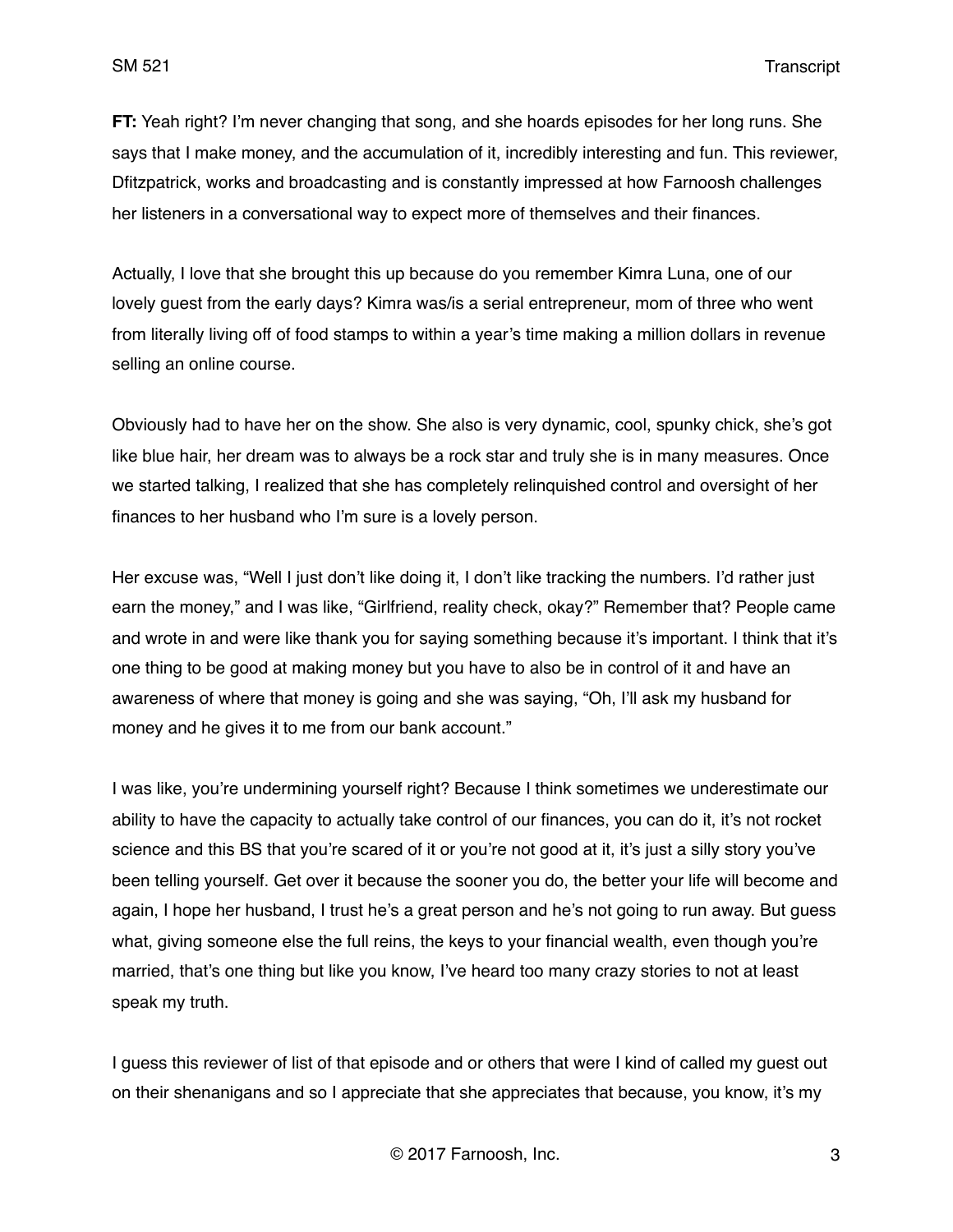**FT:** Yeah right? I'm never changing that song, and she hoards episodes for her long runs. She says that I make money, and the accumulation of it, incredibly interesting and fun. This reviewer, Dfitzpatrick, works and broadcasting and is constantly impressed at how Farnoosh challenges her listeners in a conversational way to expect more of themselves and their finances.

Actually, I love that she brought this up because do you remember Kimra Luna, one of our lovely guest from the early days? Kimra was/is a serial entrepreneur, mom of three who went from literally living off of food stamps to within a year's time making a million dollars in revenue selling an online course.

Obviously had to have her on the show. She also is very dynamic, cool, spunky chick, she's got like blue hair, her dream was to always be a rock star and truly she is in many measures. Once we started talking, I realized that she has completely relinquished control and oversight of her finances to her husband who I'm sure is a lovely person.

Her excuse was, "Well I just don't like doing it, I don't like tracking the numbers. I'd rather just earn the money," and I was like, "Girlfriend, reality check, okay?" Remember that? People came and wrote in and were like thank you for saying something because it's important. I think that it's one thing to be good at making money but you have to also be in control of it and have an awareness of where that money is going and she was saying, "Oh, I'll ask my husband for money and he gives it to me from our bank account."

I was like, you're undermining yourself right? Because I think sometimes we underestimate our ability to have the capacity to actually take control of our finances, you can do it, it's not rocket science and this BS that you're scared of it or you're not good at it, it's just a silly story you've been telling yourself. Get over it because the sooner you do, the better your life will become and again, I hope her husband, I trust he's a great person and he's not going to run away. But guess what, giving someone else the full reins, the keys to your financial wealth, even though you're married, that's one thing but like you know, I've heard too many crazy stories to not at least speak my truth.

I guess this reviewer of list of that episode and or others that were I kind of called my guest out on their shenanigans and so I appreciate that she appreciates that because, you know, it's my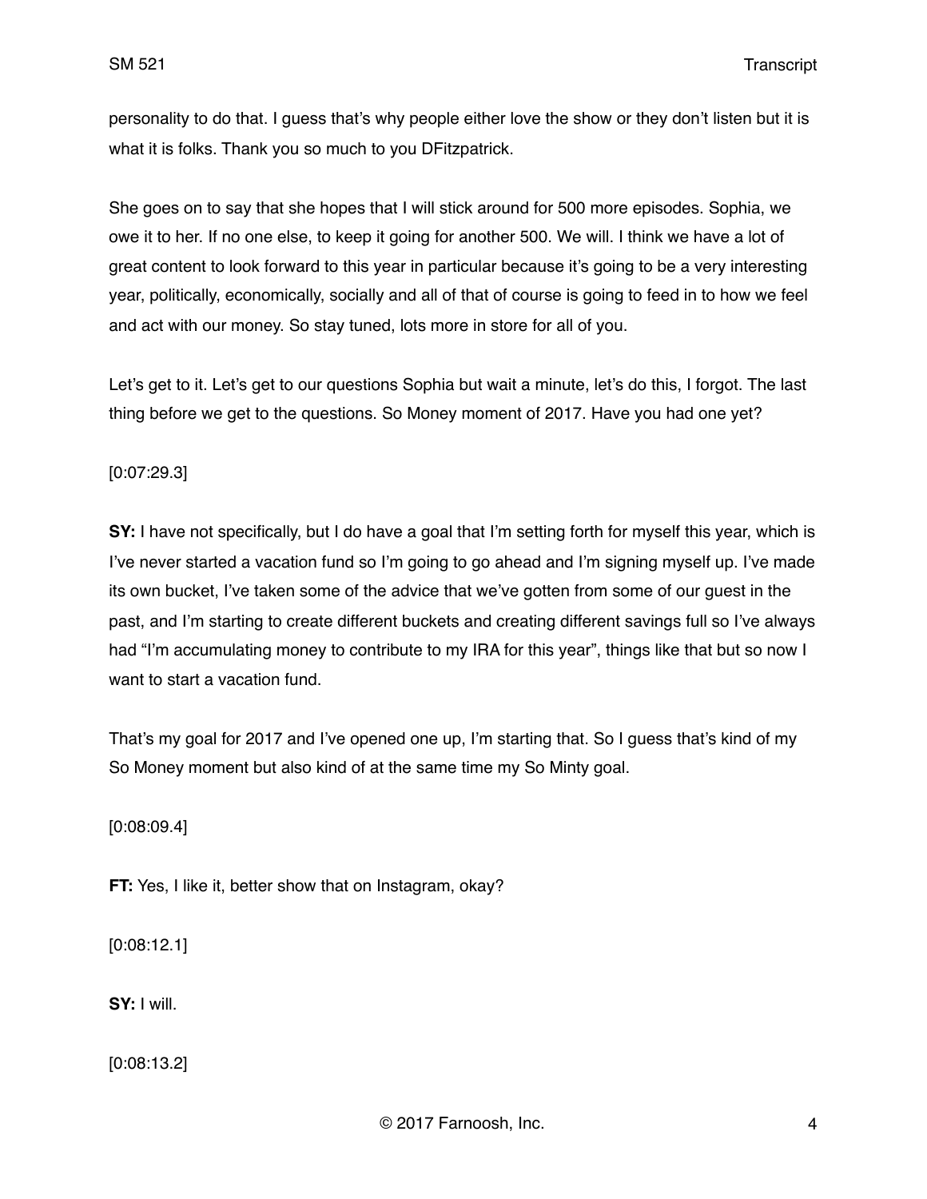personality to do that. I guess that's why people either love the show or they don't listen but it is what it is folks. Thank you so much to you DFitzpatrick.

She goes on to say that she hopes that I will stick around for 500 more episodes. Sophia, we owe it to her. If no one else, to keep it going for another 500. We will. I think we have a lot of great content to look forward to this year in particular because it's going to be a very interesting year, politically, economically, socially and all of that of course is going to feed in to how we feel and act with our money. So stay tuned, lots more in store for all of you.

Let's get to it. Let's get to our questions Sophia but wait a minute, let's do this, I forgot. The last thing before we get to the questions. So Money moment of 2017. Have you had one yet?

[0:07:29.3]

**SY:** I have not specifically, but I do have a goal that I'm setting forth for myself this year, which is I've never started a vacation fund so I'm going to go ahead and I'm signing myself up. I've made its own bucket, I've taken some of the advice that we've gotten from some of our guest in the past, and I'm starting to create different buckets and creating different savings full so I've always had "I'm accumulating money to contribute to my IRA for this year", things like that but so now I want to start a vacation fund.

That's my goal for 2017 and I've opened one up, I'm starting that. So I guess that's kind of my So Money moment but also kind of at the same time my So Minty goal.

[0:08:09.4]

**FT:** Yes, I like it, better show that on Instagram, okay?

[0:08:12.1]

**SY:** I will.

[0:08:13.2]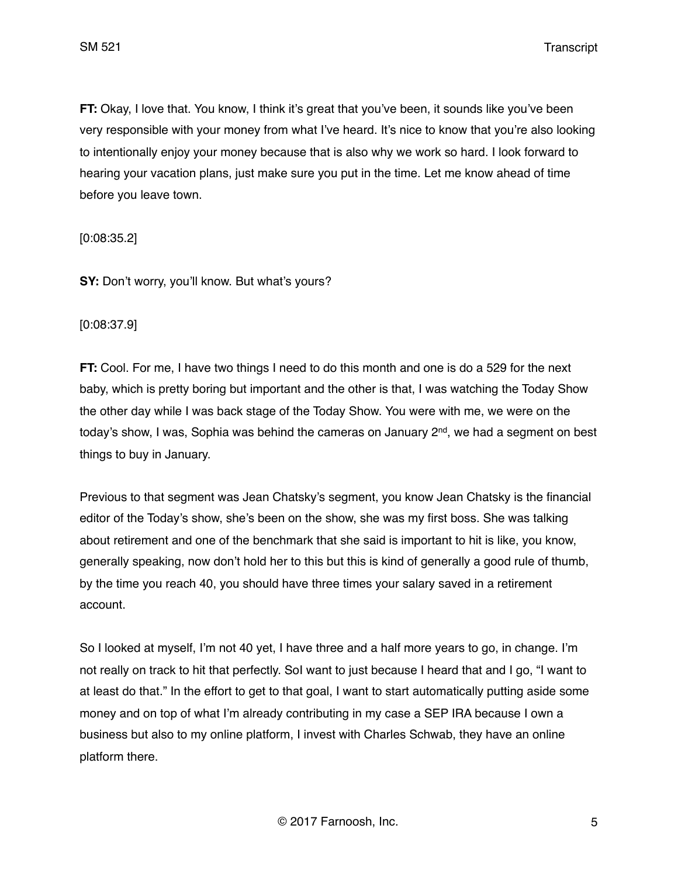**FT:** Okay, I love that. You know, I think it's great that you've been, it sounds like you've been very responsible with your money from what I've heard. It's nice to know that you're also looking to intentionally enjoy your money because that is also why we work so hard. I look forward to hearing your vacation plans, just make sure you put in the time. Let me know ahead of time before you leave town.

[0:08:35.2]

**SY:** Don't worry, you'll know. But what's yours?

[0:08:37.9]

**FT:** Cool. For me, I have two things I need to do this month and one is do a 529 for the next baby, which is pretty boring but important and the other is that, I was watching the Today Show the other day while I was back stage of the Today Show. You were with me, we were on the today's show, I was, Sophia was behind the cameras on January 2nd, we had a segment on best things to buy in January.

Previous to that segment was Jean Chatsky's segment, you know Jean Chatsky is the financial editor of the Today's show, she's been on the show, she was my first boss. She was talking about retirement and one of the benchmark that she said is important to hit is like, you know, generally speaking, now don't hold her to this but this is kind of generally a good rule of thumb, by the time you reach 40, you should have three times your salary saved in a retirement account.

So I looked at myself, I'm not 40 yet, I have three and a half more years to go, in change. I'm not really on track to hit that perfectly. SoI want to just because I heard that and I go, "I want to at least do that." In the effort to get to that goal, I want to start automatically putting aside some money and on top of what I'm already contributing in my case a SEP IRA because I own a business but also to my online platform, I invest with Charles Schwab, they have an online platform there.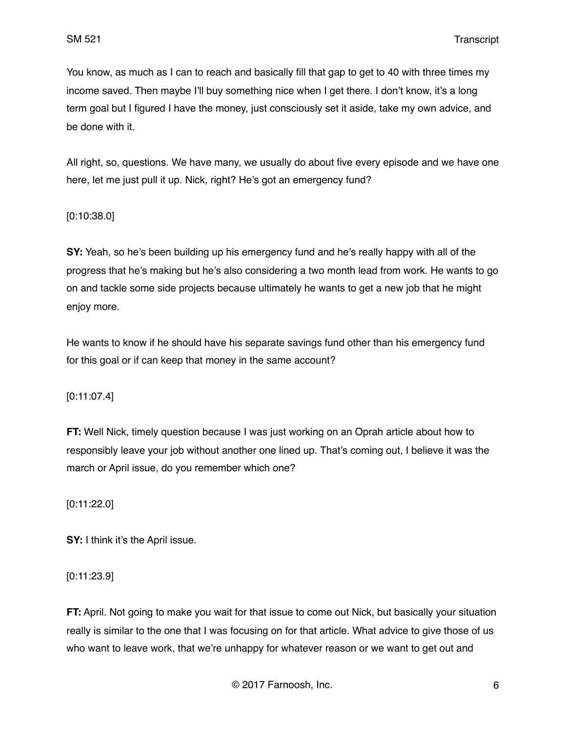You know, as much as I can to reach and basically fill that gap to get to 40 with three times my income saved. Then maybe I'll buy something nice when I get there. I don't know, it's a long term goal but I figured I have the money, just consciously set it aside, take my own advice, and be done with it.

All right, so, questions. We have many, we usually do about five every episode and we have one here, let me just pull it up. Nick, right? He's got an emergency fund?

[0:10:38.0]

**SY:** Yeah, so he's been building up his emergency fund and he's really happy with all of the progress that he's making but he's also considering a two month lead from work. He wants to go on and tackle some side projects because ultimately he wants to get a new job that he might enjoy more.

He wants to know if he should have his separate savings fund other than his emergency fund for this goal or if can keep that money in the same account?

[0:11:07.4]

**FT:** Well Nick, timely question because I was just working on an Oprah article about how to responsibly leave your job without another one lined up. That's coming out, I believe it was the march or April issue, do you remember which one?

[0:11:22.0]

**SY:** I think it's the April issue.

[0:11:23.9]

**FT:** April. Not going to make you wait for that issue to come out Nick, but basically your situation really is similar to the one that I was focusing on for that article. What advice to give those of us who want to leave work, that we're unhappy for whatever reason or we want to get out and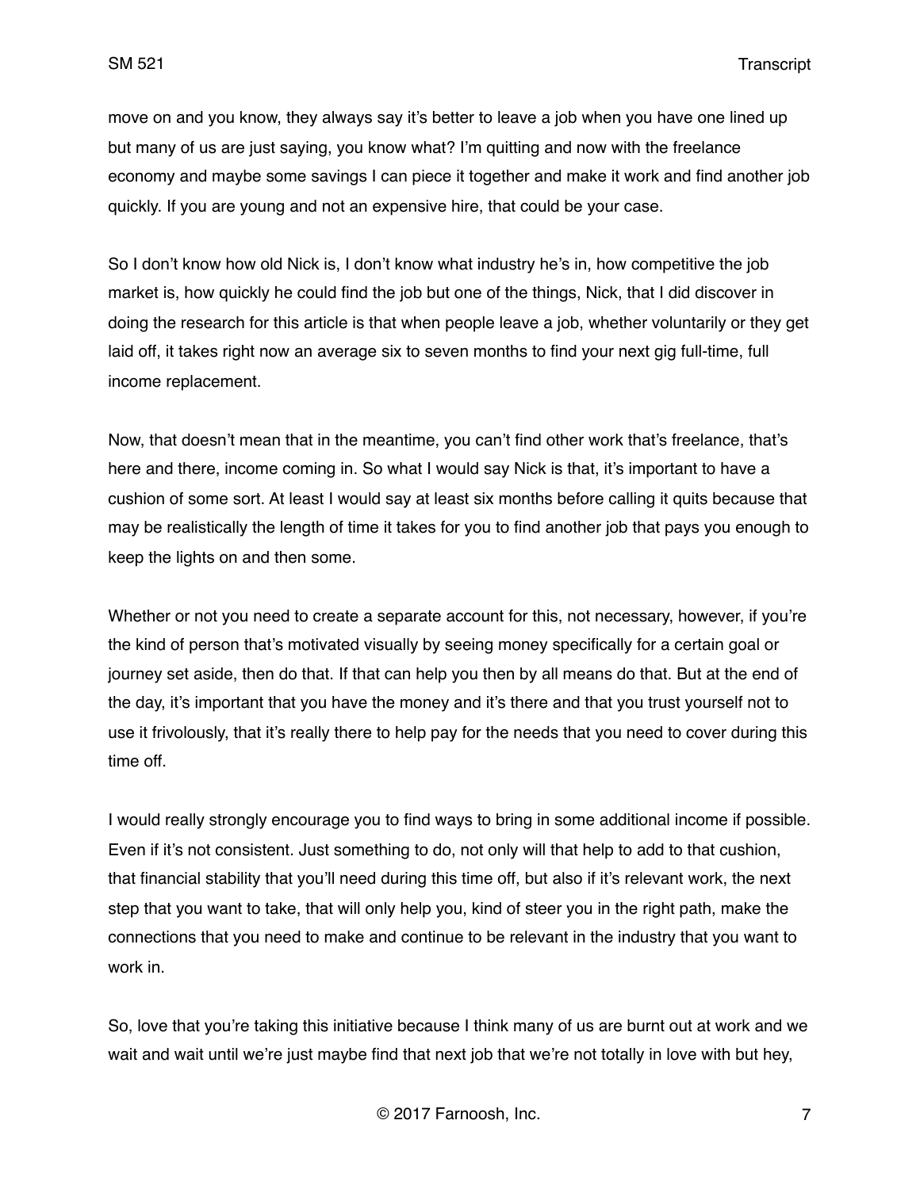move on and you know, they always say it's better to leave a job when you have one lined up but many of us are just saying, you know what? I'm quitting and now with the freelance economy and maybe some savings I can piece it together and make it work and find another job quickly. If you are young and not an expensive hire, that could be your case.

So I don't know how old Nick is, I don't know what industry he's in, how competitive the job market is, how quickly he could find the job but one of the things, Nick, that I did discover in doing the research for this article is that when people leave a job, whether voluntarily or they get laid off, it takes right now an average six to seven months to find your next gig full-time, full income replacement.

Now, that doesn't mean that in the meantime, you can't find other work that's freelance, that's here and there, income coming in. So what I would say Nick is that, it's important to have a cushion of some sort. At least I would say at least six months before calling it quits because that may be realistically the length of time it takes for you to find another job that pays you enough to keep the lights on and then some.

Whether or not you need to create a separate account for this, not necessary, however, if you're the kind of person that's motivated visually by seeing money specifically for a certain goal or journey set aside, then do that. If that can help you then by all means do that. But at the end of the day, it's important that you have the money and it's there and that you trust yourself not to use it frivolously, that it's really there to help pay for the needs that you need to cover during this time off.

I would really strongly encourage you to find ways to bring in some additional income if possible. Even if it's not consistent. Just something to do, not only will that help to add to that cushion, that financial stability that you'll need during this time off, but also if it's relevant work, the next step that you want to take, that will only help you, kind of steer you in the right path, make the connections that you need to make and continue to be relevant in the industry that you want to work in.

So, love that you're taking this initiative because I think many of us are burnt out at work and we wait and wait until we're just maybe find that next job that we're not totally in love with but hey,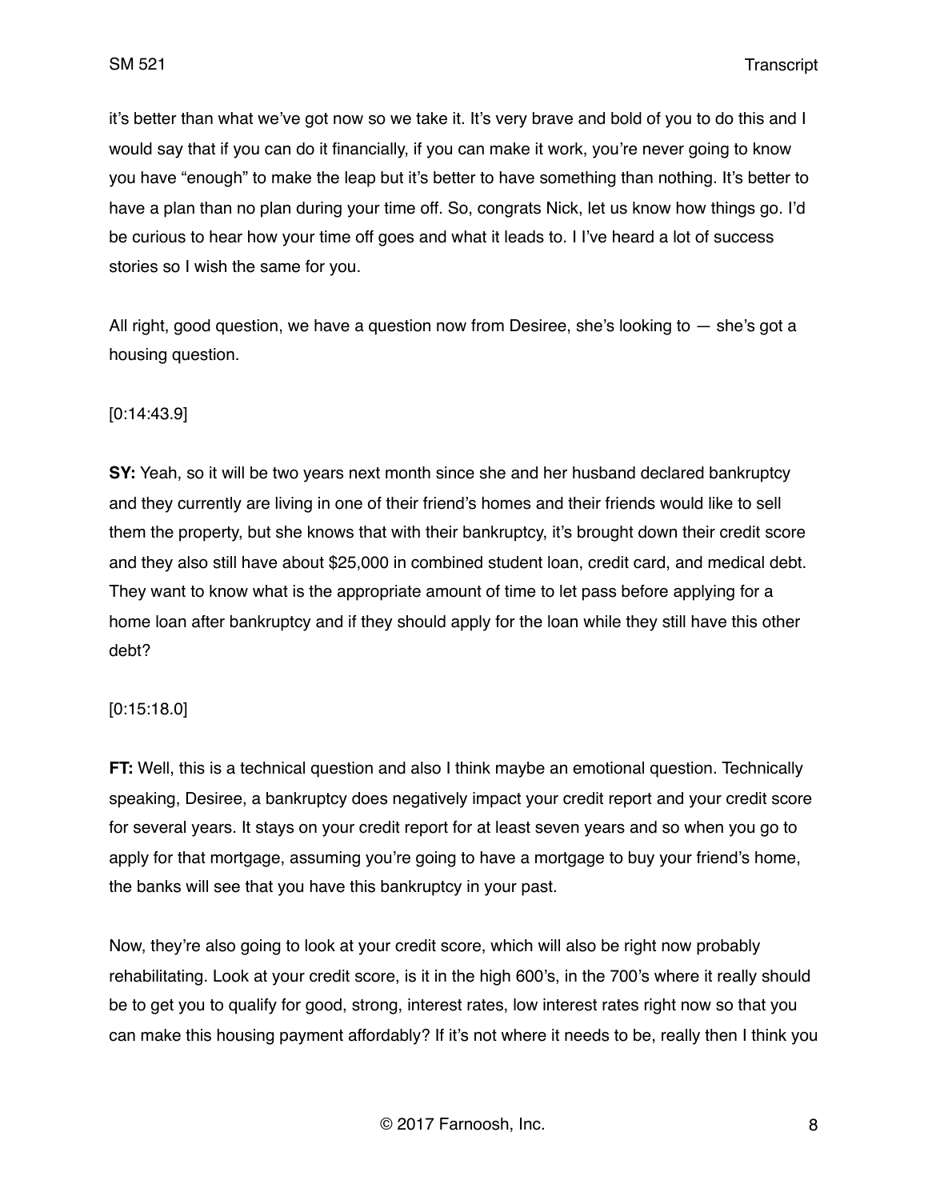it's better than what we've got now so we take it. It's very brave and bold of you to do this and I would say that if you can do it financially, if you can make it work, you're never going to know you have "enough" to make the leap but it's better to have something than nothing. It's better to have a plan than no plan during your time off. So, congrats Nick, let us know how things go. I'd be curious to hear how your time off goes and what it leads to. I I've heard a lot of success stories so I wish the same for you.

All right, good question, we have a question now from Desiree, she's looking to — she's got a housing question.

[0:14:43.9]

**SY:** Yeah, so it will be two years next month since she and her husband declared bankruptcy and they currently are living in one of their friend's homes and their friends would like to sell them the property, but she knows that with their bankruptcy, it's brought down their credit score and they also still have about $25,000 in combined student loan, credit card, and medical debt. They want to know what is the appropriate amount of time to let pass before applying for a home loan after bankruptcy and if they should apply for the loan while they still have this other debt?

[0:15:18.0]

**FT:** Well, this is a technical question and also I think maybe an emotional question. Technically speaking, Desiree, a bankruptcy does negatively impact your credit report and your credit score for several years. It stays on your credit report for at least seven years and so when you go to apply for that mortgage, assuming you're going to have a mortgage to buy your friend's home, the banks will see that you have this bankruptcy in your past.

Now, they're also going to look at your credit score, which will also be right now probably rehabilitating. Look at your credit score, is it in the high 600's, in the 700's where it really should be to get you to qualify for good, strong, interest rates, low interest rates right now so that you can make this housing payment affordably? If it's not where it needs to be, really then I think you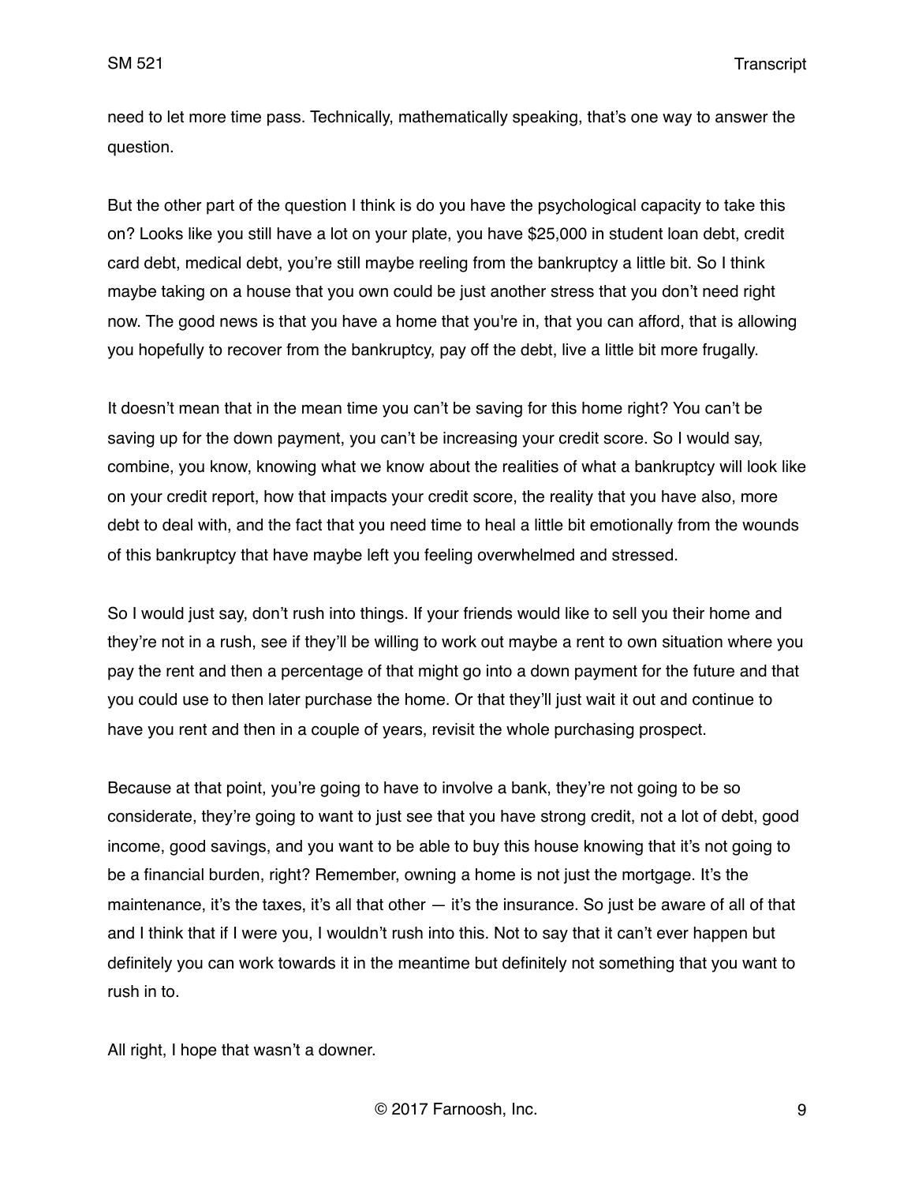need to let more time pass. Technically, mathematically speaking, that's one way to answer the question.

But the other part of the question I think is do you have the psychological capacity to take this on? Looks like you still have a lot on your plate, you have $25,000 in student loan debt, credit card debt, medical debt, you're still maybe reeling from the bankruptcy a little bit. So I think maybe taking on a house that you own could be just another stress that you don't need right now. The good news is that you have a home that you're in, that you can afford, that is allowing you hopefully to recover from the bankruptcy, pay off the debt, live a little bit more frugally.

It doesn't mean that in the mean time you can't be saving for this home right? You can't be saving up for the down payment, you can't be increasing your credit score. So I would say, combine, you know, knowing what we know about the realities of what a bankruptcy will look like on your credit report, how that impacts your credit score, the reality that you have also, more debt to deal with, and the fact that you need time to heal a little bit emotionally from the wounds of this bankruptcy that have maybe left you feeling overwhelmed and stressed.

So I would just say, don't rush into things. If your friends would like to sell you their home and they're not in a rush, see if they'll be willing to work out maybe a rent to own situation where you pay the rent and then a percentage of that might go into a down payment for the future and that you could use to then later purchase the home. Or that they'll just wait it out and continue to have you rent and then in a couple of years, revisit the whole purchasing prospect.

Because at that point, you're going to have to involve a bank, they're not going to be so considerate, they're going to want to just see that you have strong credit, not a lot of debt, good income, good savings, and you want to be able to buy this house knowing that it's not going to be a financial burden, right? Remember, owning a home is not just the mortgage. It's the maintenance, it's the taxes, it's all that other — it's the insurance. So just be aware of all of that and I think that if I were you, I wouldn't rush into this. Not to say that it can't ever happen but definitely you can work towards it in the meantime but definitely not something that you want to rush in to.

All right, I hope that wasn't a downer.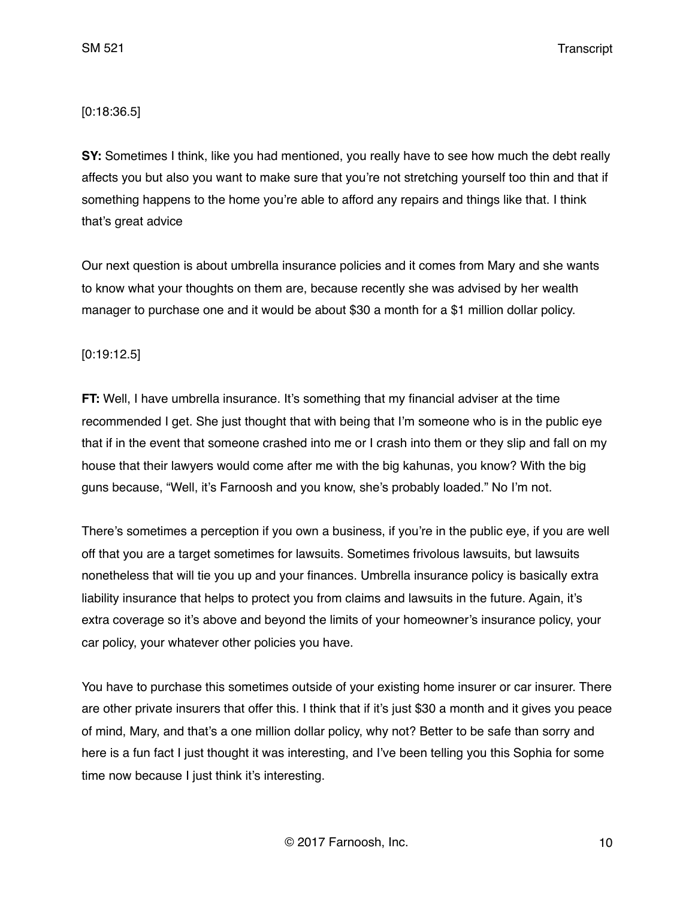[0:18:36.5]

**SY:** Sometimes I think, like you had mentioned, you really have to see how much the debt really affects you but also you want to make sure that you're not stretching yourself too thin and that if something happens to the home you're able to afford any repairs and things like that. I think that's great advice

Our next question is about umbrella insurance policies and it comes from Mary and she wants to know what your thoughts on them are, because recently she was advised by her wealth manager to purchase one and it would be about $30 a month for a $1 million dollar policy.

[0:19:12.5]

**FT:** Well, I have umbrella insurance. It's something that my financial adviser at the time recommended I get. She just thought that with being that I'm someone who is in the public eye that if in the event that someone crashed into me or I crash into them or they slip and fall on my house that their lawyers would come after me with the big kahunas, you know? With the big guns because, "Well, it's Farnoosh and you know, she's probably loaded." No I'm not.

There's sometimes a perception if you own a business, if you're in the public eye, if you are well off that you are a target sometimes for lawsuits. Sometimes frivolous lawsuits, but lawsuits nonetheless that will tie you up and your finances. Umbrella insurance policy is basically extra liability insurance that helps to protect you from claims and lawsuits in the future. Again, it's extra coverage so it's above and beyond the limits of your homeowner's insurance policy, your car policy, your whatever other policies you have.

You have to purchase this sometimes outside of your existing home insurer or car insurer. There are other private insurers that offer this. I think that if it's just $30 a month and it gives you peace of mind, Mary, and that's a one million dollar policy, why not? Better to be safe than sorry and here is a fun fact I just thought it was interesting, and I've been telling you this Sophia for some time now because I just think it's interesting.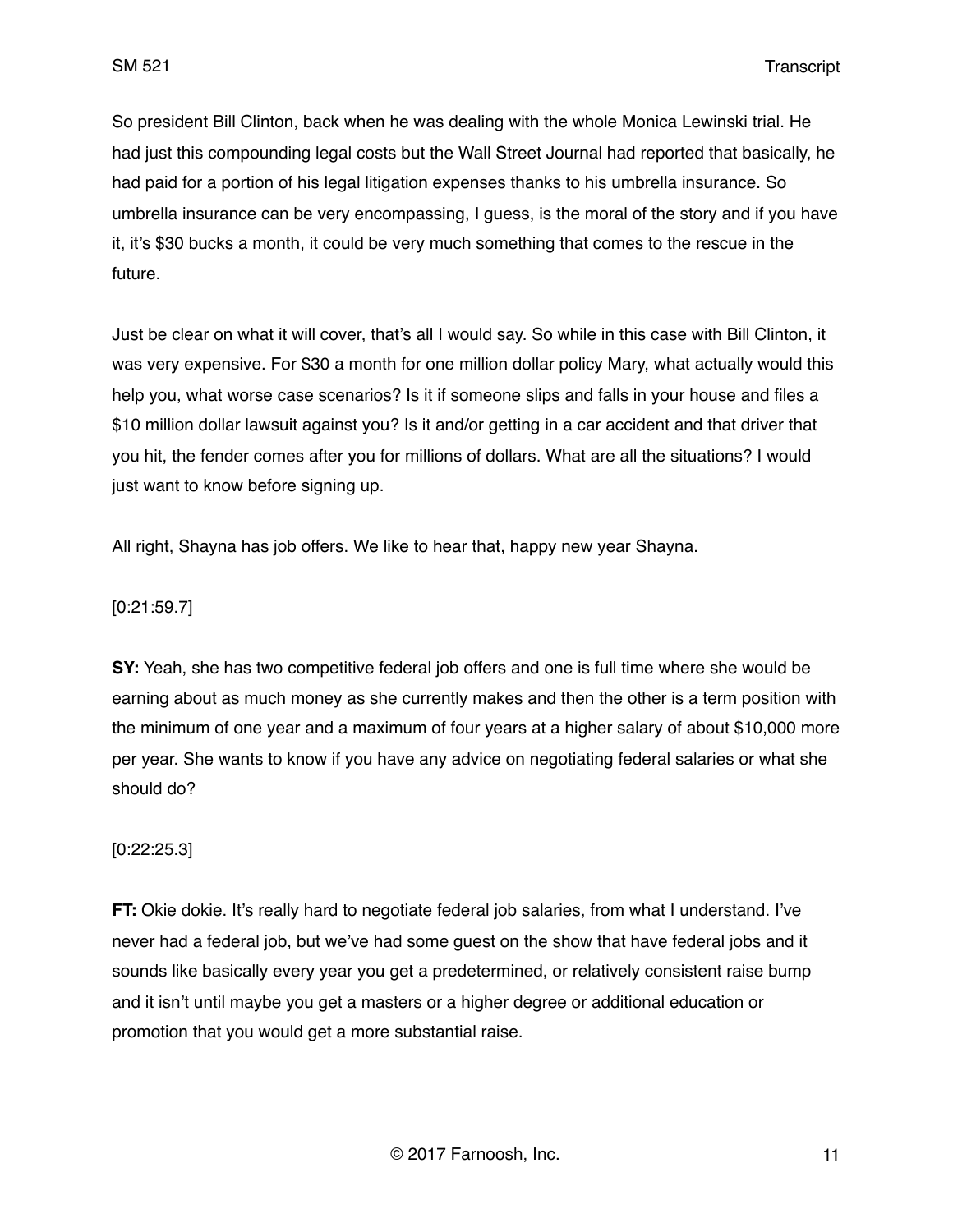So president Bill Clinton, back when he was dealing with the whole Monica Lewinski trial. He had just this compounding legal costs but the Wall Street Journal had reported that basically, he had paid for a portion of his legal litigation expenses thanks to his umbrella insurance. So umbrella insurance can be very encompassing, I guess, is the moral of the story and if you have it, it's $30 bucks a month, it could be very much something that comes to the rescue in the future.

Just be clear on what it will cover, that's all I would say. So while in this case with Bill Clinton, it was very expensive. For $30 a month for one million dollar policy Mary, what actually would this help you, what worse case scenarios? Is it if someone slips and falls in your house and files a $10 million dollar lawsuit against you? Is it and/or getting in a car accident and that driver that you hit, the fender comes after you for millions of dollars. What are all the situations? I would just want to know before signing up.

All right, Shayna has job offers. We like to hear that, happy new year Shayna.

[0:21:59.7]

**SY:** Yeah, she has two competitive federal job offers and one is full time where she would be earning about as much money as she currently makes and then the other is a term position with the minimum of one year and a maximum of four years at a higher salary of about $10,000 more per year. She wants to know if you have any advice on negotiating federal salaries or what she should do?

[0:22:25.3]

**FT:** Okie dokie. It's really hard to negotiate federal job salaries, from what I understand. I've never had a federal job, but we've had some guest on the show that have federal jobs and it sounds like basically every year you get a predetermined, or relatively consistent raise bump and it isn't until maybe you get a masters or a higher degree or additional education or promotion that you would get a more substantial raise.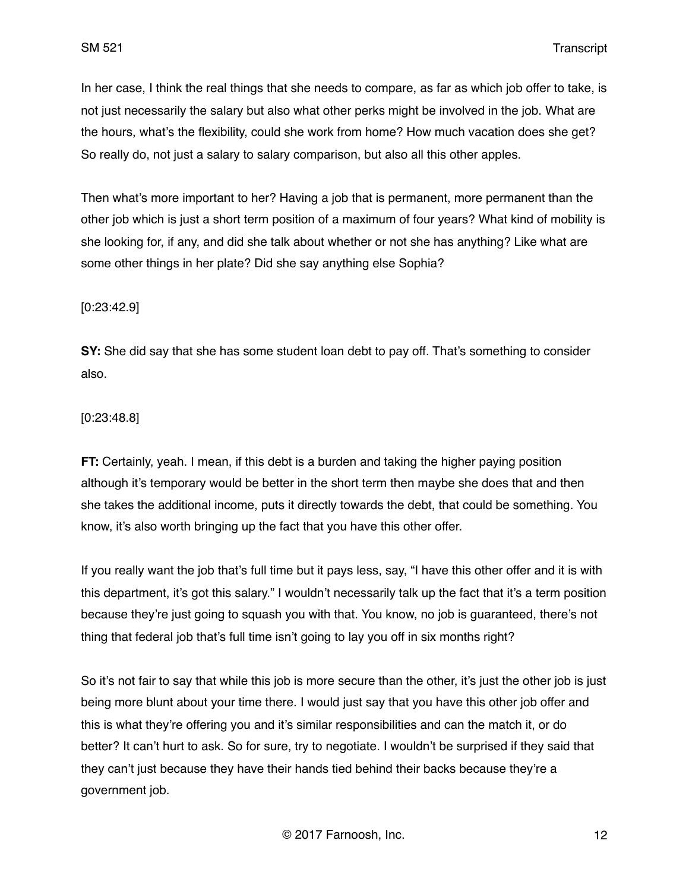In her case, I think the real things that she needs to compare, as far as which job offer to take, is not just necessarily the salary but also what other perks might be involved in the job. What are the hours, what's the flexibility, could she work from home? How much vacation does she get? So really do, not just a salary to salary comparison, but also all this other apples.

Then what's more important to her? Having a job that is permanent, more permanent than the other job which is just a short term position of a maximum of four years? What kind of mobility is she looking for, if any, and did she talk about whether or not she has anything? Like what are some other things in her plate? Did she say anything else Sophia?

[0:23:42.9]

**SY:** She did say that she has some student loan debt to pay off. That's something to consider also.

[0:23:48.8]

**FT:** Certainly, yeah. I mean, if this debt is a burden and taking the higher paying position although it's temporary would be better in the short term then maybe she does that and then she takes the additional income, puts it directly towards the debt, that could be something. You know, it's also worth bringing up the fact that you have this other offer.

If you really want the job that's full time but it pays less, say, "I have this other offer and it is with this department, it's got this salary." I wouldn't necessarily talk up the fact that it's a term position because they're just going to squash you with that. You know, no job is guaranteed, there's not thing that federal job that's full time isn't going to lay you off in six months right?

So it's not fair to say that while this job is more secure than the other, it's just the other job is just being more blunt about your time there. I would just say that you have this other job offer and this is what they're offering you and it's similar responsibilities and can the match it, or do better? It can't hurt to ask. So for sure, try to negotiate. I wouldn't be surprised if they said that they can't just because they have their hands tied behind their backs because they're a government job.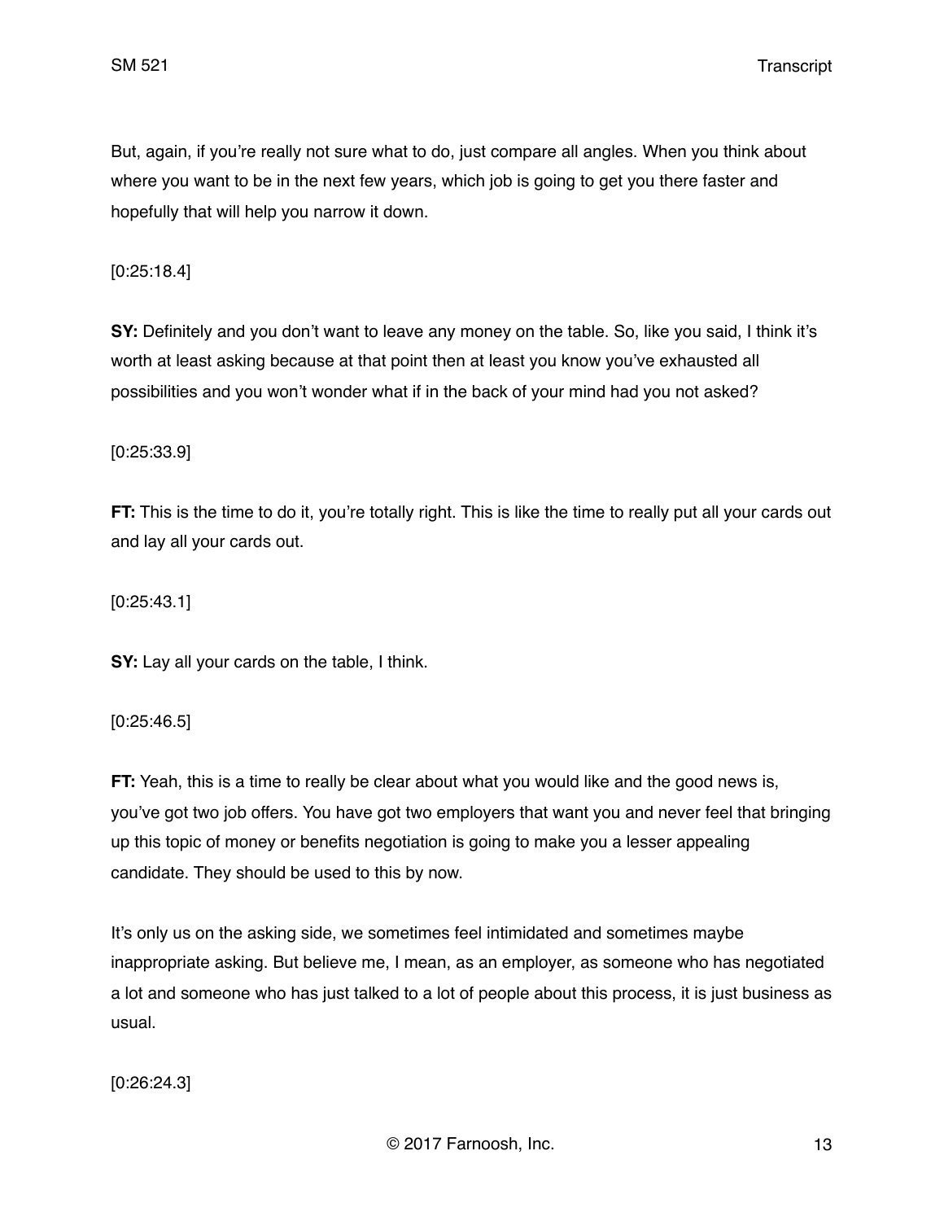But, again, if you're really not sure what to do, just compare all angles. When you think about where you want to be in the next few years, which job is going to get you there faster and hopefully that will help you narrow it down.

[0:25:18.4]

**SY:** Definitely and you don't want to leave any money on the table. So, like you said, I think it's worth at least asking because at that point then at least you know you've exhausted all possibilities and you won't wonder what if in the back of your mind had you not asked?

[0:25:33.9]

**FT:** This is the time to do it, you're totally right. This is like the time to really put all your cards out and lay all your cards out.

[0:25:43.1]

**SY:** Lay all your cards on the table, I think.

[0:25:46.5]

**FT:** Yeah, this is a time to really be clear about what you would like and the good news is, you've got two job offers. You have got two employers that want you and never feel that bringing up this topic of money or benefits negotiation is going to make you a lesser appealing candidate. They should be used to this by now.

It's only us on the asking side, we sometimes feel intimidated and sometimes maybe inappropriate asking. But believe me, I mean, as an employer, as someone who has negotiated a lot and someone who has just talked to a lot of people about this process, it is just business as usual.

[0:26:24.3]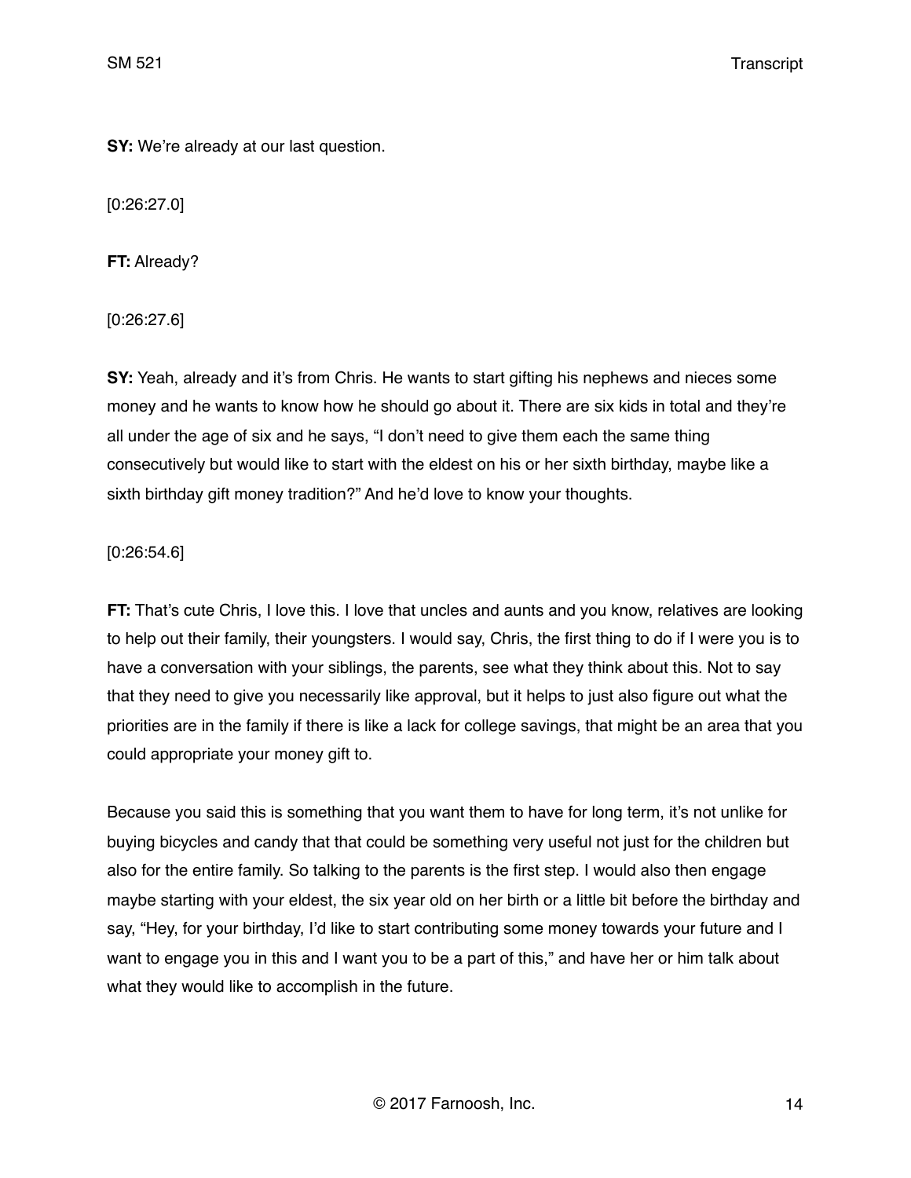**SY:** We're already at our last question.

[0:26:27.0]

**FT:** Already?

[0:26:27.6]

**SY:** Yeah, already and it's from Chris. He wants to start gifting his nephews and nieces some money and he wants to know how he should go about it. There are six kids in total and they're all under the age of six and he says, "I don't need to give them each the same thing consecutively but would like to start with the eldest on his or her sixth birthday, maybe like a sixth birthday gift money tradition?" And he'd love to know your thoughts.

[0:26:54.6]

**FT:** That's cute Chris, I love this. I love that uncles and aunts and you know, relatives are looking to help out their family, their youngsters. I would say, Chris, the first thing to do if I were you is to have a conversation with your siblings, the parents, see what they think about this. Not to say that they need to give you necessarily like approval, but it helps to just also figure out what the priorities are in the family if there is like a lack for college savings, that might be an area that you could appropriate your money gift to.

Because you said this is something that you want them to have for long term, it's not unlike for buying bicycles and candy that that could be something very useful not just for the children but also for the entire family. So talking to the parents is the first step. I would also then engage maybe starting with your eldest, the six year old on her birth or a little bit before the birthday and say, "Hey, for your birthday, I'd like to start contributing some money towards your future and I want to engage you in this and I want you to be a part of this," and have her or him talk about what they would like to accomplish in the future.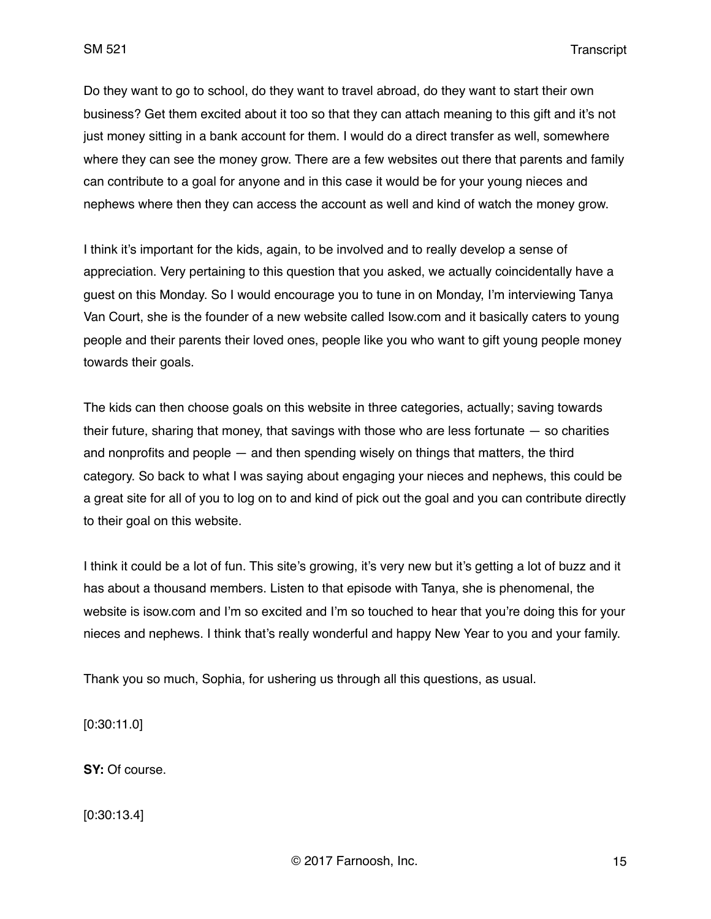Do they want to go to school, do they want to travel abroad, do they want to start their own business? Get them excited about it too so that they can attach meaning to this gift and it's not just money sitting in a bank account for them. I would do a direct transfer as well, somewhere where they can see the money grow. There are a few websites out there that parents and family can contribute to a goal for anyone and in this case it would be for your young nieces and nephews where then they can access the account as well and kind of watch the money grow.

I think it's important for the kids, again, to be involved and to really develop a sense of appreciation. Very pertaining to this question that you asked, we actually coincidentally have a guest on this Monday. So I would encourage you to tune in on Monday, I'm interviewing Tanya Van Court, she is the founder of a new website called Isow.com and it basically caters to young people and their parents their loved ones, people like you who want to gift young people money towards their goals.

The kids can then choose goals on this website in three categories, actually; saving towards their future, sharing that money, that savings with those who are less fortunate — so charities and nonprofits and people — and then spending wisely on things that matters, the third category. So back to what I was saying about engaging your nieces and nephews, this could be a great site for all of you to log on to and kind of pick out the goal and you can contribute directly to their goal on this website.

I think it could be a lot of fun. This site's growing, it's very new but it's getting a lot of buzz and it has about a thousand members. Listen to that episode with Tanya, she is phenomenal, the website is isow.com and I'm so excited and I'm so touched to hear that you're doing this for your nieces and nephews. I think that's really wonderful and happy New Year to you and your family.

Thank you so much, Sophia, for ushering us through all this questions, as usual.

[0:30:11.0]

**SY:** Of course.

[0:30:13.4]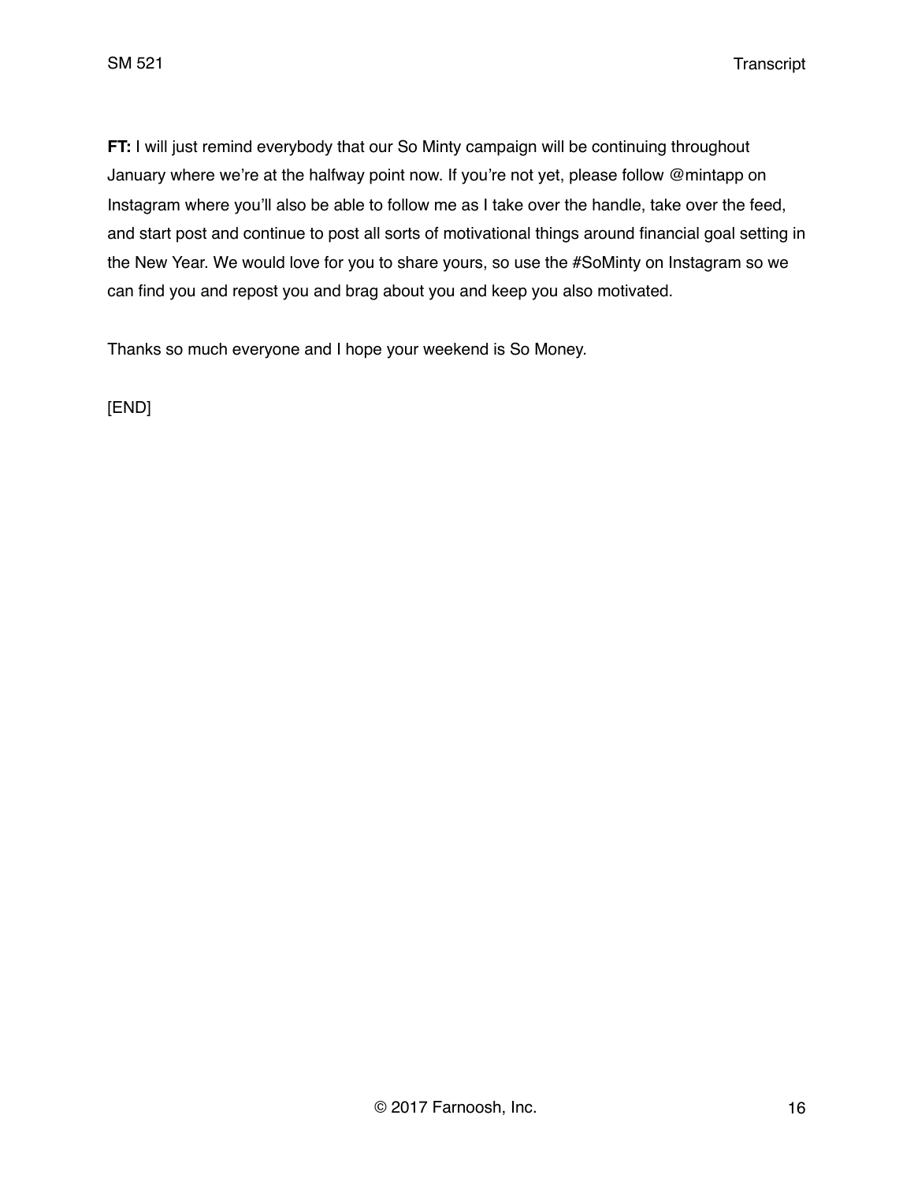**FT:** I will just remind everybody that our So Minty campaign will be continuing throughout January where we're at the halfway point now. If you're not yet, please follow @mintapp on Instagram where you'll also be able to follow me as I take over the handle, take over the feed, and start post and continue to post all sorts of motivational things around financial goal setting in the New Year. We would love for you to share yours, so use the #SoMinty on Instagram so we can find you and repost you and brag about you and keep you also motivated.

Thanks so much everyone and I hope your weekend is So Money.

[END]